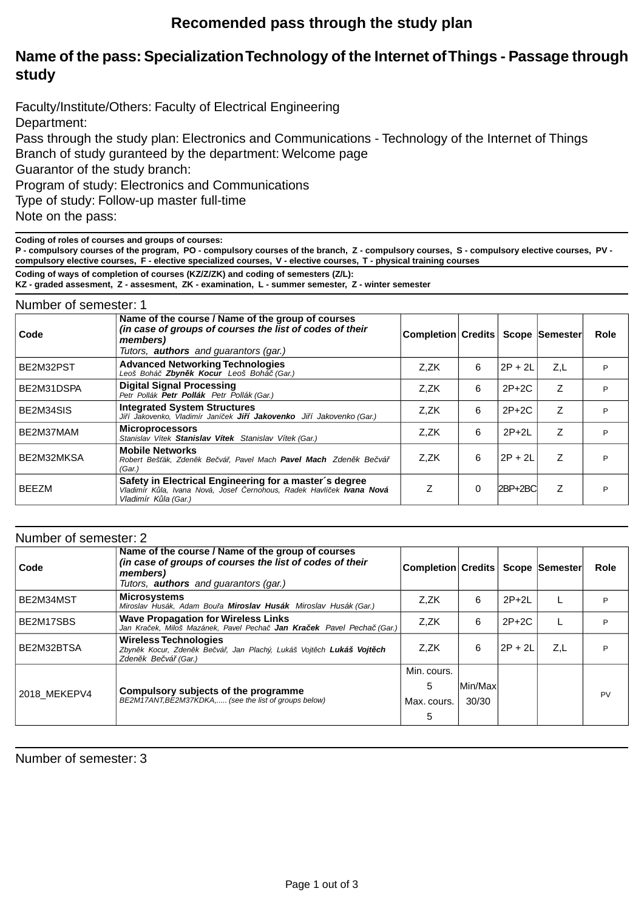# Recomended pass through the study plan

## Name of the pass: Specialization Technology of the Internet of Things - Passage through study

Faculty/Institute/Others: Faculty of Electrical Engineering
Department:
Pass through the study plan: Electronics and Communications - Technology of the Internet of Things
Branch of study guranteed by the department: Welcome page
Guarantor of the study branch:
Program of study: Electronics and Communications
Type of study: Follow-up master full-time
Note on the pass:

**Coding of roles of courses and groups of courses:**
**P - compulsory courses of the program, PO - compulsory courses of the branch, Z - compulsory courses, S - compulsory elective courses, PV - compulsory elective courses, F - elective specialized courses, V - elective courses, T - physical training courses**

**Coding of ways of completion of courses (KZ/Z/ZK) and coding of semesters (Z/L):**
**KZ - graded assesment, Z - assesment, ZK - examination, L - summer semester, Z - winter semester**

Number of semester: 1

| Code | Name of the course / Name of the group of courses *(in case of groups of courses the list of codes of their members)* Tutors, ***authors*** and guarantors (gar.) | Completion | Credits | Scope | Semester | Role |
|---|---|---|---|---|---|---|
| BE2M32PST | **Advanced Networking Technologies** *Leoš Boháč* ***Zbyněk Kocur*** *Leoš Boháč (Gar.)* | Z,ZK | 6 | 2P + 2L | Z,L | P |
| BE2M31DSPA | **Digital Signal Processing** *Petr Pollák* ***Petr Pollák*** *Petr Pollák (Gar.)* | Z,ZK | 6 | 2P+2C | Z | P |
| BE2M34SIS | **Integrated System Structures** *Jiří Jakovenko, Vladimír Janíček* ***Jiří Jakovenko*** *Jiří Jakovenko (Gar.)* | Z,ZK | 6 | 2P+2C | Z | P |
| BE2M37MAM | **Microprocessors** *Stanislav Vítek* ***Stanislav Vítek*** *Stanislav Vítek (Gar.)* | Z,ZK | 6 | 2P+2L | Z | P |
| BE2M32MKSA | **Mobile Networks** *Robert Bešťák, Zdeněk Bečvář, Pavel Mach* ***Pavel Mach*** *Zdeněk Bečvář (Gar.)* | Z,ZK | 6 | 2P + 2L | Z | P |
| BEEZM | **Safety in Electrical Engineering for a master´s degree** *Vladimír Kůla, Ivana Nová, Josef Černohous, Radek Havlíček* ***Ivana Nová*** *Vladimír Kůla (Gar.)* | Z | 0 | 2BP+2BC | Z | P |

Number of semester: 2

| Code | Name of the course / Name of the group of courses *(in case of groups of courses the list of codes of their members)* Tutors, ***authors*** and guarantors (gar.) | Completion | Credits | Scope | Semester | Role |
|---|---|---|---|---|---|---|
| BE2M34MST | **Microsystems** *Miroslav Husák, Adam Bouřa* ***Miroslav Husák*** *Miroslav Husák (Gar.)* | Z,ZK | 6 | 2P+2L | L | P |
| BE2M17SBS | **Wave Propagation for Wireless Links** *Jan Kraček, Miloš Mazánek, Pavel Pechač* ***Jan Kraček*** *Pavel Pechač (Gar.)* | Z,ZK | 6 | 2P+2C | L | P |
| BE2M32BTSA | **Wireless Technologies** *Zbyněk Kocur, Zdeněk Bečvář, Jan Plachý, Lukáš Vojtěch* ***Lukáš Vojtěch*** *Zdeněk Bečvář (Gar.)* | Z,ZK | 6 | 2P + 2L | Z,L | P |
| 2018_MEKEPV4 | **Compulsory subjects of the programme** *BE2M17ANT,BE2M37KDKA,..... (see the list of groups below)* | Min. cours. 5 Max. cours. 5 | Min/Max 30/30 | | | PV |

Number of semester: 3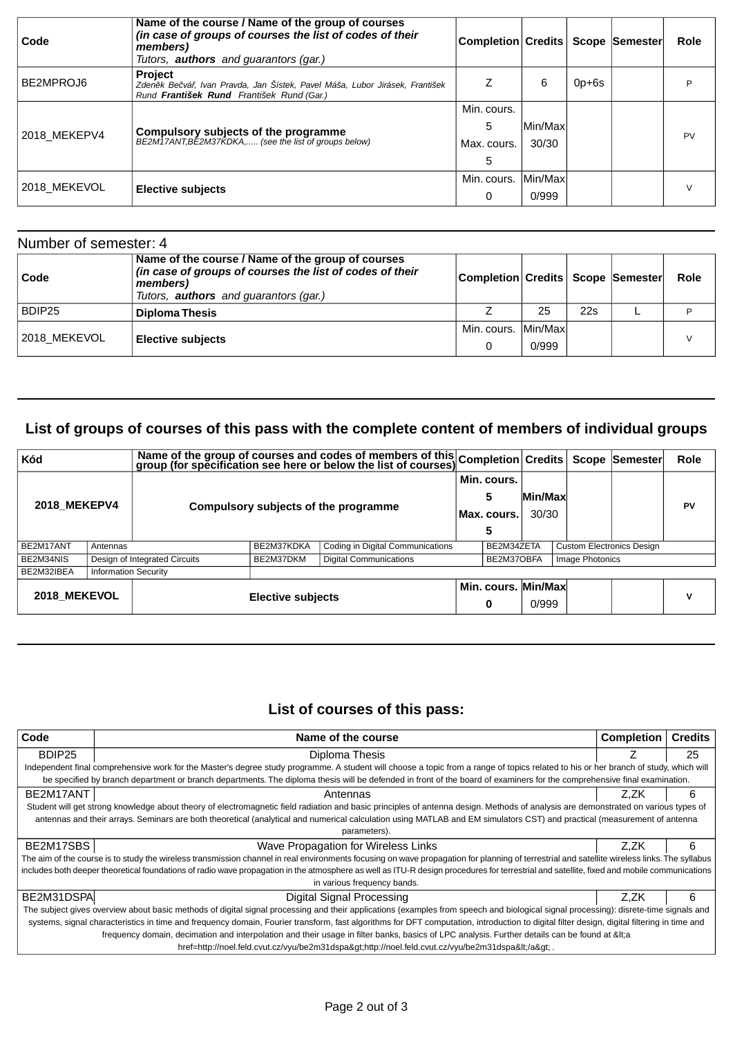| Code | Name of the course / Name of the group of courses *(in case of groups of courses the list of codes of their members)* Tutors, **authors** and guarantors (gar.) | Completion | Credits | Scope | Semester | Role |
|---|---|---|---|---|---|---|
| BE2MPROJ6 | **Project** *Zdeněk Bečvář, Ivan Pravda, Jan Šístek, Pavel Máša, Lubor Jirásek, František Rund **František Rund** František Rund (Gar.)* | Z | 6 | 0p+6s | | P |
| 2018_MEKEPV4 | **Compulsory subjects of the programme** *BE2M17ANT,BE2M37KDKA,..... (see the list of groups below)* | Min. cours. 5 Max. cours. 5 | Min/Max 30/30 | | | PV |
| 2018_MEKEVOL | **Elective subjects** | Min. cours. 0 | Min/Max 0/999 | | | V |

Number of semester: 4

| Code | Name of the course / Name of the group of courses *(in case of groups of courses the list of codes of their members)* Tutors, **authors** and guarantors (gar.) | Completion | Credits | Scope | Semester | Role |
|---|---|---|---|---|---|---|
| BDIP25 | **Diploma Thesis** | Z | 25 | 22s | L | P |
| 2018_MEKEVOL | **Elective subjects** | Min. cours. 0 | Min/Max 0/999 | | | V |

## List of groups of courses of this pass with the complete content of members of individual groups

| Kód | Name of the group of courses and codes of members of this group (for specification see here or below the list of courses) | Completion | Credits | Scope | Semester | Role |
|---|---|---|---|---|---|---|
| **2018_MEKEPV4** | **Compulsory subjects of the programme** | **Min. cours. 5 Max. cours. 5** | **Min/Max 30/30** | | | **PV** |
| **2018_MEKEVOL** | **Elective subjects** | **Min. cours. 0** | **Min/Max 0/999** | | | **V** |

Members of 2018_MEKEPV4:

| Code | Name | Code | Name | Code | Name |
|---|---|---|---|---|---|
| BE2M17ANT | Antennas | BE2M37KDKA | Coding in Digital Communications | BE2M34ZETA | Custom Electronics Design |
| BE2M34NIS | Design of Integrated Circuits | BE2M37DKM | Digital Communications | BE2M37OBFA | Image Photonics |
| BE2M32IBEA | Information Security | | | | |

## List of courses of this pass:

| Code | Name of the course | Completion | Credits |
|---|---|---|---|
| BDIP25 | Diploma Thesis | Z | 25 |
| | Independent final comprehensive work for the Master's degree study programme. A student will choose a topic from a range of topics related to his or her branch of study, which will be specified by branch department or branch departments. The diploma thesis will be defended in front of the board of examiners for the comprehensive final examination. | | |
| BE2M17ANT | Antennas | Z,ZK | 6 |
| | Student will get strong knowledge about theory of electromagnetic field radiation and basic principles of antenna design. Methods of analysis are demonstrated on various types of antennas and their arrays. Seminars are both theoretical (analytical and numerical calculation using MATLAB and EM simulators CST) and practical (measurement of antenna parameters). | | |
| BE2M17SBS | Wave Propagation for Wireless Links | Z,ZK | 6 |
| | The aim of the course is to study the wireless transmission channel in real environments focusing on wave propagation for planning of terrestrial and satellite wireless links. The syllabus includes both deeper theoretical foundations of radio wave propagation in the atmosphere as well as ITU-R design procedures for terrestrial and satellite, fixed and mobile communications in various frequency bands. | | |
| BE2M31DSPA | Digital Signal Processing | Z,ZK | 6 |
| | The subject gives overview about basic methods of digital signal processing and their applications (examples from speech and biological signal processing): disrete-time signals and systems, signal characteristics in time and frequency domain, Fourier transform, fast algorithms for DFT computation, introduction to digital filter design, digital filtering in time and frequency domain, decimation and interpolation and their usage in filter banks, basics of LPC analysis. Further details can be found at &lt;a href=http://noel.feld.cvut.cz/vyu/be2m31dspa&gt;http://noel.feld.cvut.cz/vyu/be2m31dspa&lt;/a&gt; . | | |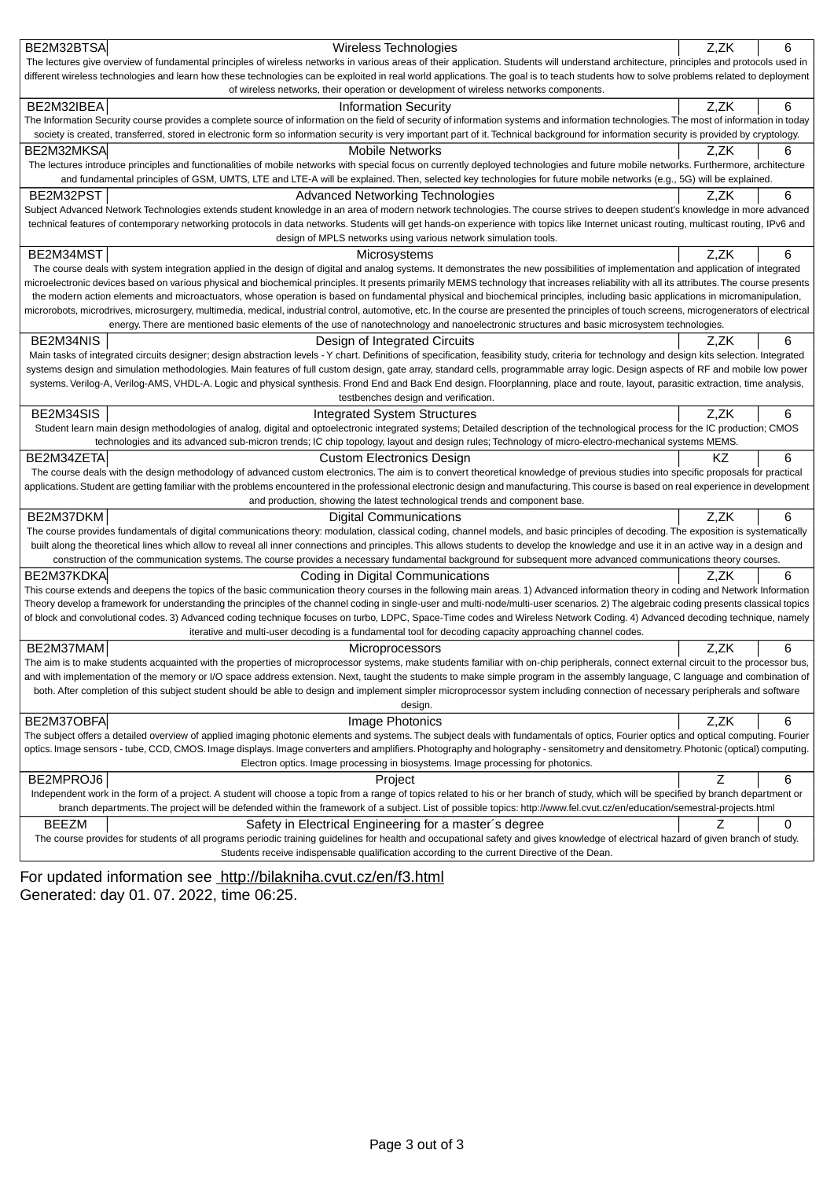| | | | |
|---|---|---|---|
| BE2M32BTSA | Wireless Technologies | Z,ZK | 6 |
| The lectures give overview of fundamental principles of wireless networks in various areas of their application. Students will understand architecture, principles and protocols used in different wireless technologies and learn how these technologies can be exploited in real world applications. The goal is to teach students how to solve problems related to deployment of wireless networks, their operation or development of wireless networks components. | | | |
| BE2M32IBEA | Information Security | Z,ZK | 6 |
| The Information Security course provides a complete source of information on the field of security of information systems and information technologies. The most of information in today society is created, transferred, stored in electronic form so information security is very important part of it. Technical background for information security is provided by cryptology. | | | |
| BE2M32MKSA | Mobile Networks | Z,ZK | 6 |
| The lectures introduce principles and functionalities of mobile networks with special focus on currently deployed technologies and future mobile networks. Furthermore, architecture and fundamental principles of GSM, UMTS, LTE and LTE-A will be explained. Then, selected key technologies for future mobile networks (e.g., 5G) will be explained. | | | |
| BE2M32PST | Advanced Networking Technologies | Z,ZK | 6 |
| Subject Advanced Network Technologies extends student knowledge in an area of modern network technologies. The course strives to deepen student's knowledge in more advanced technical features of contemporary networking protocols in data networks. Students will get hands-on experience with topics like Internet unicast routing, multicast routing, IPv6 and design of MPLS networks using various network simulation tools. | | | |
| BE2M34MST | Microsystems | Z,ZK | 6 |
| The course deals with system integration applied in the design of digital and analog systems. It demonstrates the new possibilities of implementation and application of integrated microelectronic devices based on various physical and biochemical principles. It presents primarily MEMS technology that increases reliability with all its attributes. The course presents the modern action elements and microactuators, whose operation is based on fundamental physical and biochemical principles, including basic applications in micromanipulation, microrobots, microdrives, microsurgery, multimedia, medical, industrial control, automotive, etc. In the course are presented the principles of touch screens, microgenerators of electrical energy. There are mentioned basic elements of the use of nanotechnology and nanoelectronic structures and basic microsystem technologies. | | | |
| BE2M34NIS | Design of Integrated Circuits | Z,ZK | 6 |
| Main tasks of integrated circuits designer; design abstraction levels - Y chart. Definitions of specification, feasibility study, criteria for technology and design kits selection. Integrated systems design and simulation methodologies. Main features of full custom design, gate array, standard cells, programmable array logic. Design aspects of RF and mobile low power systems. Verilog-A, Verilog-AMS, VHDL-A. Logic and physical synthesis. Frond End and Back End design. Floorplanning, place and route, layout, parasitic extraction, time analysis, testbenches design and verification. | | | |
| BE2M34SIS | Integrated System Structures | Z,ZK | 6 |
| Student learn main design methodologies of analog, digital and optoelectronic integrated systems; Detailed description of the technological process for the IC production; CMOS technologies and its advanced sub-micron trends; IC chip topology, layout and design rules; Technology of micro-electro-mechanical systems MEMS. | | | |
| BE2M34ZETA | Custom Electronics Design | KZ | 6 |
| The course deals with the design methodology of advanced custom electronics. The aim is to convert theoretical knowledge of previous studies into specific proposals for practical applications. Student are getting familiar with the problems encountered in the professional electronic design and manufacturing. This course is based on real experience in development and production, showing the latest technological trends and component base. | | | |
| BE2M37DKM | Digital Communications | Z,ZK | 6 |
| The course provides fundamentals of digital communications theory: modulation, classical coding, channel models, and basic principles of decoding. The exposition is systematically built along the theoretical lines which allow to reveal all inner connections and principles. This allows students to develop the knowledge and use it in an active way in a design and construction of the communication systems. The course provides a necessary fundamental background for subsequent more advanced communications theory courses. | | | |
| BE2M37KDKA | Coding in Digital Communications | Z,ZK | 6 |
| This course extends and deepens the topics of the basic communication theory courses in the following main areas. 1) Advanced information theory in coding and Network Information Theory develop a framework for understanding the principles of the channel coding in single-user and multi-node/multi-user scenarios. 2) The algebraic coding presents classical topics of block and convolutional codes. 3) Advanced coding technique focuses on turbo, LDPC, Space-Time codes and Wireless Network Coding. 4) Advanced decoding technique, namely iterative and multi-user decoding is a fundamental tool for decoding capacity approaching channel codes. | | | |
| BE2M37MAM | Microprocessors | Z,ZK | 6 |
| The aim is to make students acquainted with the properties of microprocessor systems, make students familiar with on-chip peripherals, connect external circuit to the processor bus, and with implementation of the memory or I/O space address extension. Next, taught the students to make simple program in the assembly language, C language and combination of both. After completion of this subject student should be able to design and implement simpler microprocessor system including connection of necessary peripherals and software design. | | | |
| BE2M37OBFA | Image Photonics | Z,ZK | 6 |
| The subject offers a detailed overview of applied imaging photonic elements and systems. The subject deals with fundamentals of optics, Fourier optics and optical computing. Fourier optics. Image sensors - tube, CCD, CMOS. Image displays. Image converters and amplifiers. Photography and holography - sensitometry and densitometry. Photonic (optical) computing. Electron optics. Image processing in biosystems. Image processing for photonics. | | | |
| BE2MPROJ6 | Project | Z | 6 |
| Independent work in the form of a project. A student will choose a topic from a range of topics related to his or her branch of study, which will be specified by branch department or branch departments. The project will be defended within the framework of a subject. List of possible topics: http://www.fel.cvut.cz/en/education/semestral-projects.html | | | |
| BEEZM | Safety in Electrical Engineering for a master´s degree | Z | 0 |
| The course provides for students of all programs periodic training guidelines for health and occupational safety and gives knowledge of electrical hazard of given branch of study. Students receive indispensable qualification according to the current Directive of the Dean. | | | |

For updated information see http://bilakniha.cvut.cz/en/f3.html
Generated: day 01. 07. 2022, time 06:25.